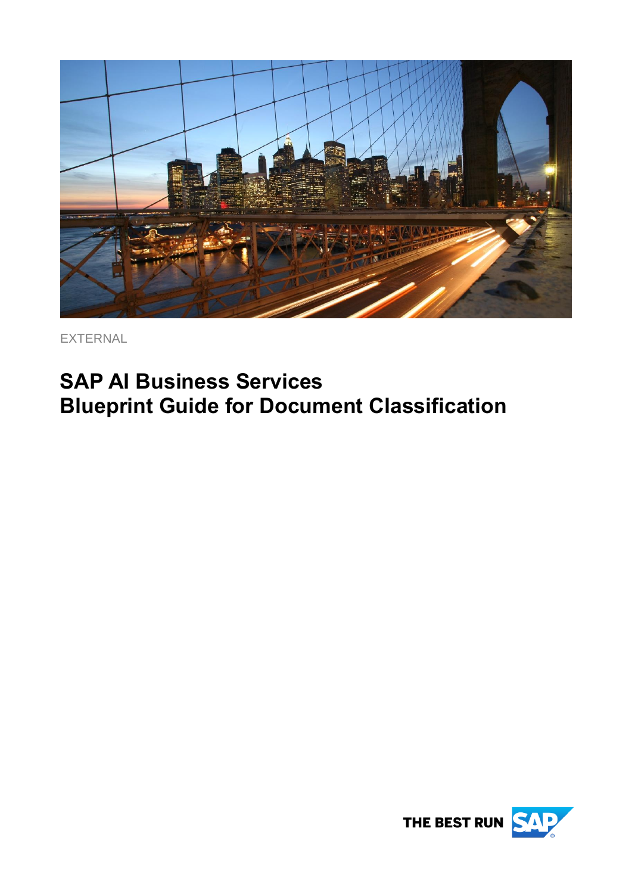EXTERNAL

# SAP AI Business Services
# Blueprint Guide for Document Classification

THE BEST RUN SAP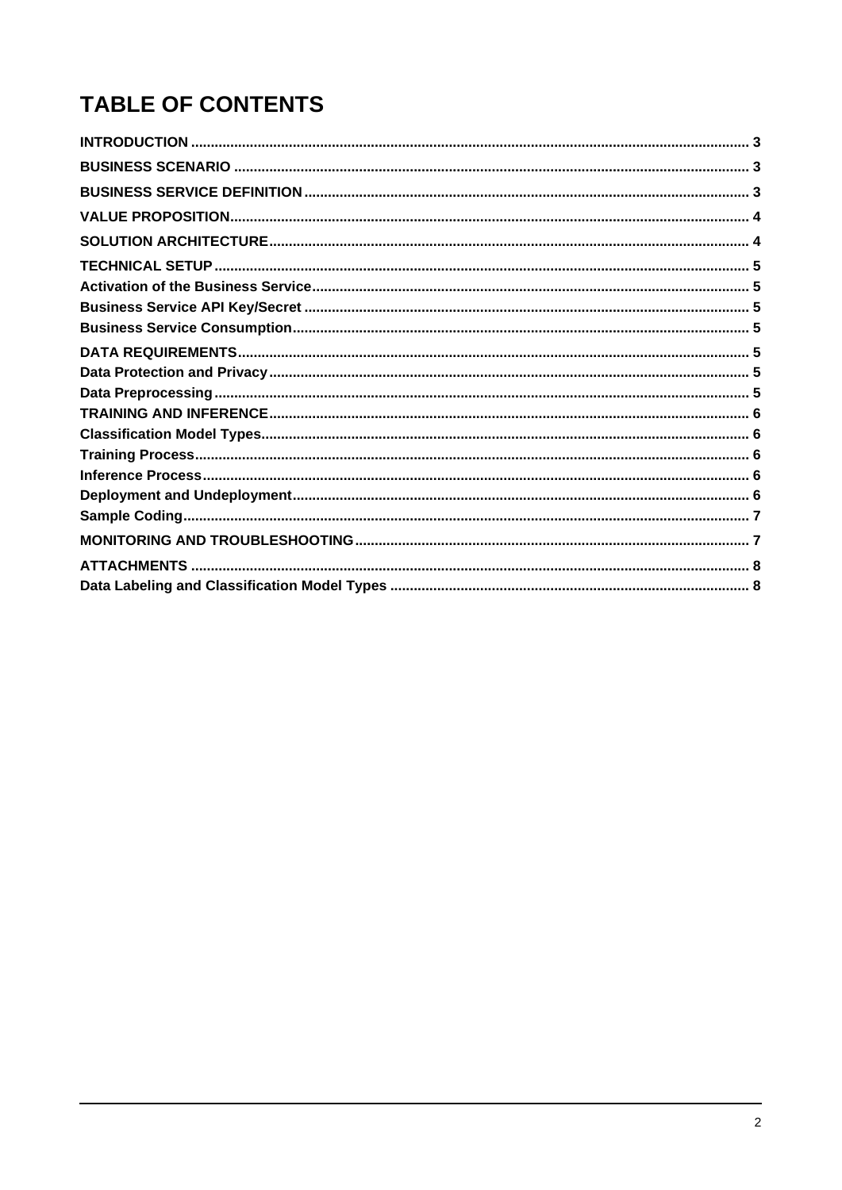# TABLE OF CONTENTS

INTRODUCTION ........................................................................................................................................ 3

BUSINESS SCENARIO ............................................................................................................................ 3

BUSINESS SERVICE DEFINITION ........................................................................................................... 3

VALUE PROPOSITION ............................................................................................................................. 4

SOLUTION ARCHITECTURE .................................................................................................................... 4

TECHNICAL SETUP .................................................................................................................................. 5

Activation of the Business Service .......................................................................................................... 5

Business Service API Key/Secret ............................................................................................................ 5

Business Service Consumption ............................................................................................................... 5

DATA REQUIREMENTS ............................................................................................................................ 5

Data Protection and Privacy ..................................................................................................................... 5

Data Preprocessing .................................................................................................................................. 5

TRAINING AND INFERENCE .................................................................................................................... 6

Classification Model Types ...................................................................................................................... 6

Training Process ....................................................................................................................................... 6

Inference Process ..................................................................................................................................... 6

Deployment and Undeployment ............................................................................................................... 6

Sample Coding .......................................................................................................................................... 7

MONITORING AND TROUBLESHOOTING ............................................................................................... 7

ATTACHMENTS ........................................................................................................................................ 8

Data Labeling and Classification Model Types ........................................................................................ 8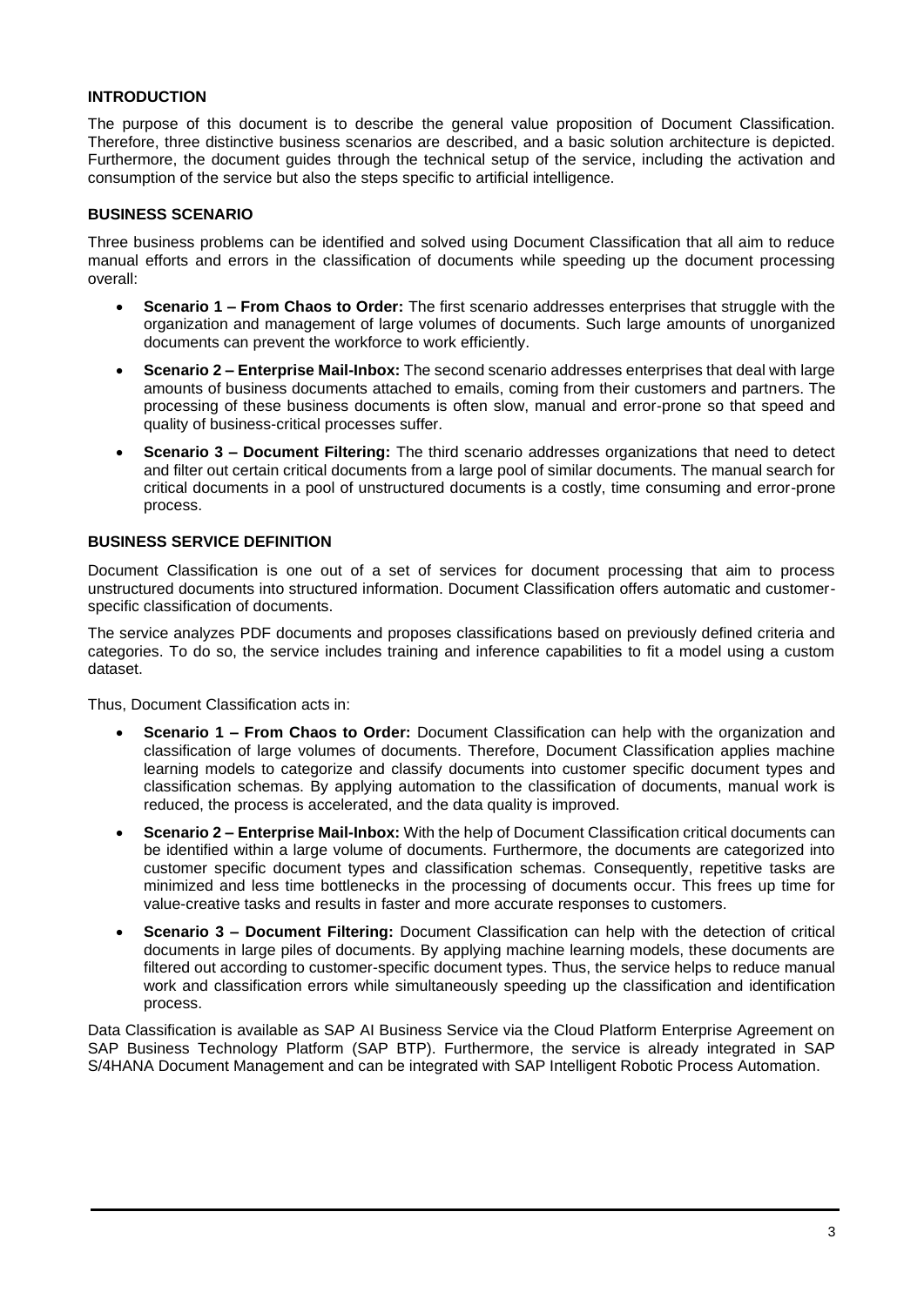## INTRODUCTION

The purpose of this document is to describe the general value proposition of Document Classification. Therefore, three distinctive business scenarios are described, and a basic solution architecture is depicted. Furthermore, the document guides through the technical setup of the service, including the activation and consumption of the service but also the steps specific to artificial intelligence.

## BUSINESS SCENARIO

Three business problems can be identified and solved using Document Classification that all aim to reduce manual efforts and errors in the classification of documents while speeding up the document processing overall:

- **Scenario 1 – From Chaos to Order:** The first scenario addresses enterprises that struggle with the organization and management of large volumes of documents. Such large amounts of unorganized documents can prevent the workforce to work efficiently.
- **Scenario 2 – Enterprise Mail-Inbox:** The second scenario addresses enterprises that deal with large amounts of business documents attached to emails, coming from their customers and partners. The processing of these business documents is often slow, manual and error-prone so that speed and quality of business-critical processes suffer.
- **Scenario 3 – Document Filtering:** The third scenario addresses organizations that need to detect and filter out certain critical documents from a large pool of similar documents. The manual search for critical documents in a pool of unstructured documents is a costly, time consuming and error-prone process.

## BUSINESS SERVICE DEFINITION

Document Classification is one out of a set of services for document processing that aim to process unstructured documents into structured information. Document Classification offers automatic and customer-specific classification of documents.

The service analyzes PDF documents and proposes classifications based on previously defined criteria and categories. To do so, the service includes training and inference capabilities to fit a model using a custom dataset.

Thus, Document Classification acts in:

- **Scenario 1 – From Chaos to Order:** Document Classification can help with the organization and classification of large volumes of documents. Therefore, Document Classification applies machine learning models to categorize and classify documents into customer specific document types and classification schemas. By applying automation to the classification of documents, manual work is reduced, the process is accelerated, and the data quality is improved.
- **Scenario 2 – Enterprise Mail-Inbox:** With the help of Document Classification critical documents can be identified within a large volume of documents. Furthermore, the documents are categorized into customer specific document types and classification schemas. Consequently, repetitive tasks are minimized and less time bottlenecks in the processing of documents occur. This frees up time for value-creative tasks and results in faster and more accurate responses to customers.
- **Scenario 3 – Document Filtering:** Document Classification can help with the detection of critical documents in large piles of documents. By applying machine learning models, these documents are filtered out according to customer-specific document types. Thus, the service helps to reduce manual work and classification errors while simultaneously speeding up the classification and identification process.

Data Classification is available as SAP AI Business Service via the Cloud Platform Enterprise Agreement on SAP Business Technology Platform (SAP BTP). Furthermore, the service is already integrated in SAP S/4HANA Document Management and can be integrated with SAP Intelligent Robotic Process Automation.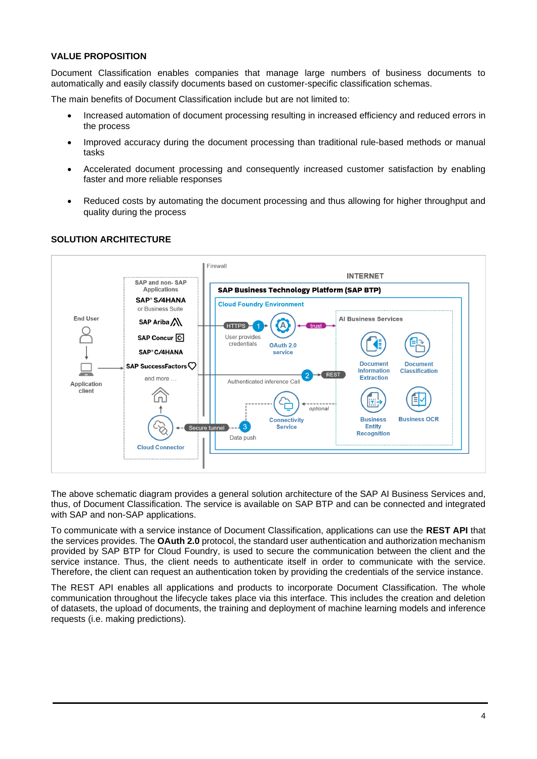## VALUE PROPOSITION

Document Classification enables companies that manage large numbers of business documents to automatically and easily classify documents based on customer-specific classification schemas.

The main benefits of Document Classification include but are not limited to:

- Increased automation of document processing resulting in increased efficiency and reduced errors in the process
- Improved accuracy during the document processing than traditional rule-based methods or manual tasks
- Accelerated document processing and consequently increased customer satisfaction by enabling faster and more reliable responses
- Reduced costs by automating the document processing and thus allowing for higher throughput and quality during the process

## SOLUTION ARCHITECTURE

The above schematic diagram provides a general solution architecture of the SAP AI Business Services and, thus, of Document Classification. The service is available on SAP BTP and can be connected and integrated with SAP and non-SAP applications.

To communicate with a service instance of Document Classification, applications can use the **REST API** that the services provides. The **OAuth 2.0** protocol, the standard user authentication and authorization mechanism provided by SAP BTP for Cloud Foundry, is used to secure the communication between the client and the service instance. Thus, the client needs to authenticate itself in order to communicate with the service. Therefore, the client can request an authentication token by providing the credentials of the service instance.

The REST API enables all applications and products to incorporate Document Classification. The whole communication throughout the lifecycle takes place via this interface. This includes the creation and deletion of datasets, the upload of documents, the training and deployment of machine learning models and inference requests (i.e. making predictions).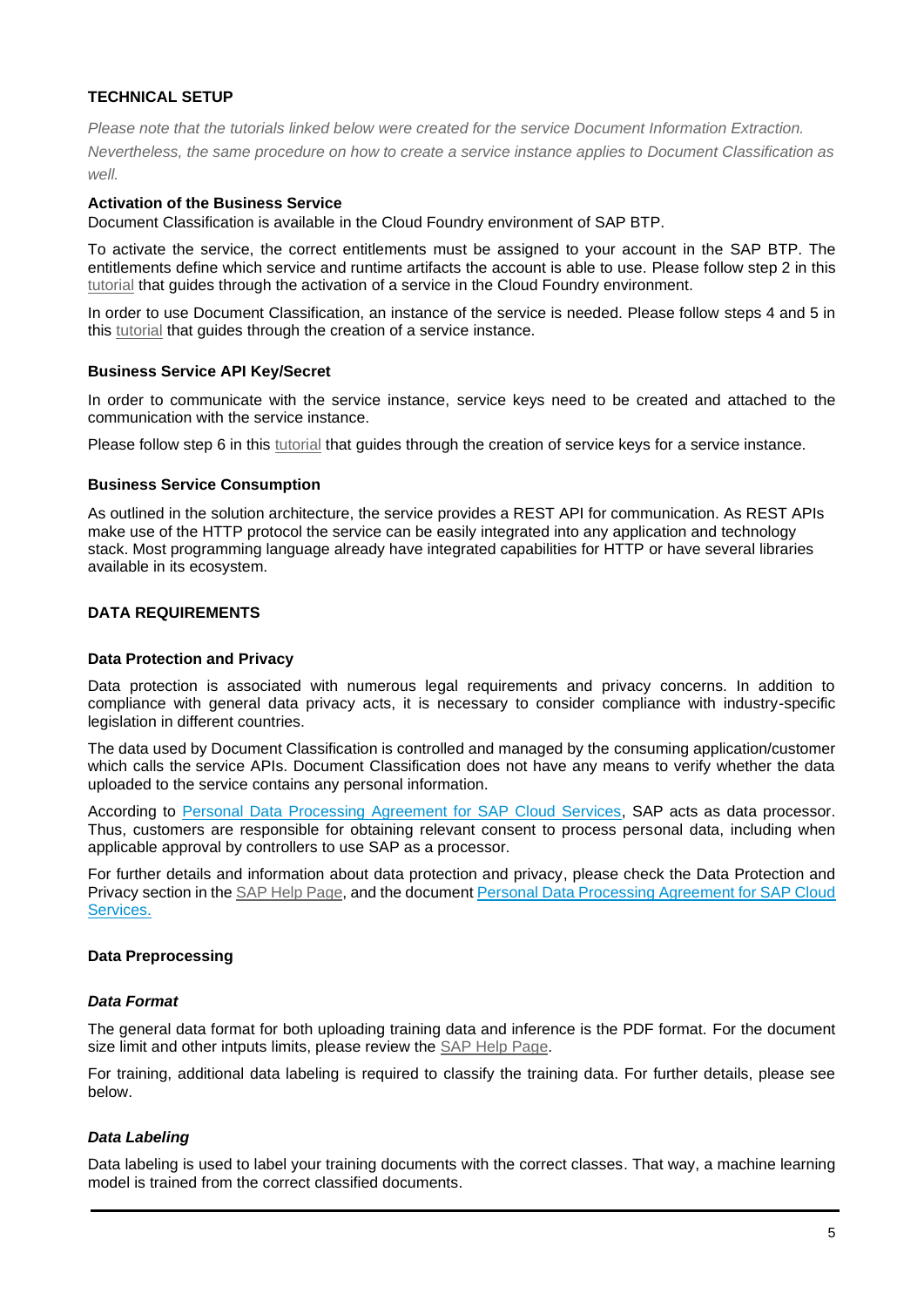## TECHNICAL SETUP

*Please note that the tutorials linked below were created for the service Document Information Extraction. Nevertheless, the same procedure on how to create a service instance applies to Document Classification as well.*

### Activation of the Business Service

Document Classification is available in the Cloud Foundry environment of SAP BTP.

To activate the service, the correct entitlements must be assigned to your account in the SAP BTP. The entitlements define which service and runtime artifacts the account is able to use. Please follow step 2 in this tutorial that guides through the activation of a service in the Cloud Foundry environment.

In order to use Document Classification, an instance of the service is needed. Please follow steps 4 and 5 in this tutorial that guides through the creation of a service instance.

### Business Service API Key/Secret

In order to communicate with the service instance, service keys need to be created and attached to the communication with the service instance.

Please follow step 6 in this tutorial that guides through the creation of service keys for a service instance.

### Business Service Consumption

As outlined in the solution architecture, the service provides a REST API for communication. As REST APIs make use of the HTTP protocol the service can be easily integrated into any application and technology stack. Most programming language already have integrated capabilities for HTTP or have several libraries available in its ecosystem.

## DATA REQUIREMENTS

### Data Protection and Privacy

Data protection is associated with numerous legal requirements and privacy concerns. In addition to compliance with general data privacy acts, it is necessary to consider compliance with industry-specific legislation in different countries.

The data used by Document Classification is controlled and managed by the consuming application/customer which calls the service APIs. Document Classification does not have any means to verify whether the data uploaded to the service contains any personal information.

According to Personal Data Processing Agreement for SAP Cloud Services, SAP acts as data processor. Thus, customers are responsible for obtaining relevant consent to process personal data, including when applicable approval by controllers to use SAP as a processor.

For further details and information about data protection and privacy, please check the Data Protection and Privacy section in the SAP Help Page, and the document Personal Data Processing Agreement for SAP Cloud Services.

### Data Preprocessing

#### *Data Format*

The general data format for both uploading training data and inference is the PDF format. For the document size limit and other intputs limits, please review the SAP Help Page.

For training, additional data labeling is required to classify the training data. For further details, please see below.

#### *Data Labeling*

Data labeling is used to label your training documents with the correct classes. That way, a machine learning model is trained from the correct classified documents.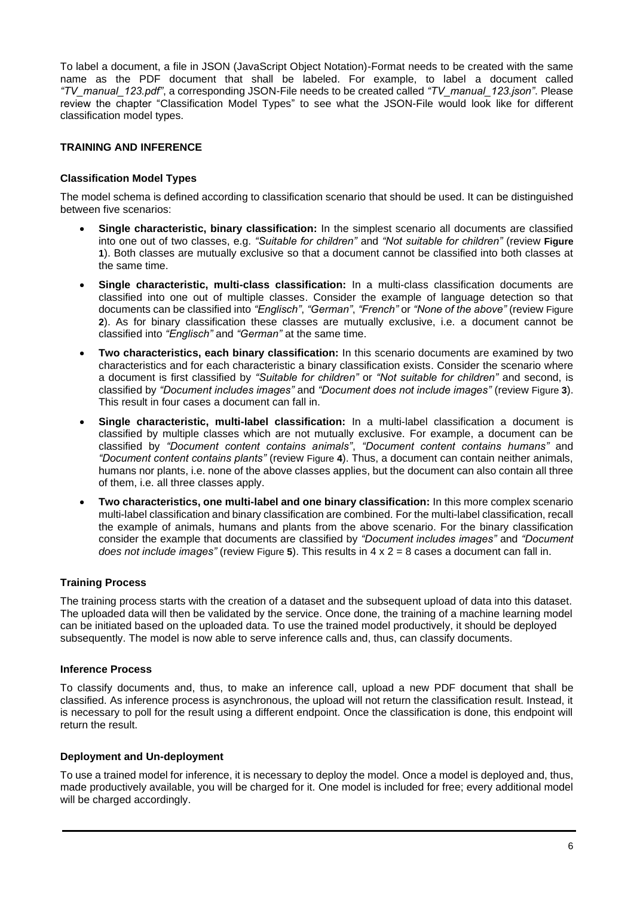To label a document, a file in JSON (JavaScript Object Notation)-Format needs to be created with the same name as the PDF document that shall be labeled. For example, to label a document called *"TV_manual_123.pdf"*, a corresponding JSON-File needs to be created called *"TV_manual_123.json"*. Please review the chapter "Classification Model Types" to see what the JSON-File would look like for different classification model types.

## TRAINING AND INFERENCE

### Classification Model Types

The model schema is defined according to classification scenario that should be used. It can be distinguished between five scenarios:

- **Single characteristic, binary classification:** In the simplest scenario all documents are classified into one out of two classes, e.g. *"Suitable for children"* and *"Not suitable for children"* (review **Figure 1**). Both classes are mutually exclusive so that a document cannot be classified into both classes at the same time.
- **Single characteristic, multi-class classification:** In a multi-class classification documents are classified into one out of multiple classes. Consider the example of language detection so that documents can be classified into *"Englisch"*, *"German"*, *"French"* or *"None of the above"* (review Figure **2**). As for binary classification these classes are mutually exclusive, i.e. a document cannot be classified into *"Englisch"* and *"German"* at the same time.
- **Two characteristics, each binary classification:** In this scenario documents are examined by two characteristics and for each characteristic a binary classification exists. Consider the scenario where a document is first classified by *"Suitable for children"* or *"Not suitable for children"* and second, is classified by *"Document includes images"* and *"Document does not include images"* (review Figure **3**). This result in four cases a document can fall in.
- **Single characteristic, multi-label classification:** In a multi-label classification a document is classified by multiple classes which are not mutually exclusive. For example, a document can be classified by *"Document content contains animals"*, *"Document content contains humans"* and *"Document content contains plants"* (review Figure **4**). Thus, a document can contain neither animals, humans nor plants, i.e. none of the above classes applies, but the document can also contain all three of them, i.e. all three classes apply.
- **Two characteristics, one multi-label and one binary classification:** In this more complex scenario multi-label classification and binary classification are combined. For the multi-label classification, recall the example of animals, humans and plants from the above scenario. For the binary classification consider the example that documents are classified by *"Document includes images"* and *"Document does not include images"* (review Figure **5**). This results in 4 x 2 = 8 cases a document can fall in.

### Training Process

The training process starts with the creation of a dataset and the subsequent upload of data into this dataset. The uploaded data will then be validated by the service. Once done, the training of a machine learning model can be initiated based on the uploaded data. To use the trained model productively, it should be deployed subsequently. The model is now able to serve inference calls and, thus, can classify documents.

### Inference Process

To classify documents and, thus, to make an inference call, upload a new PDF document that shall be classified. As inference process is asynchronous, the upload will not return the classification result. Instead, it is necessary to poll for the result using a different endpoint. Once the classification is done, this endpoint will return the result.

### Deployment and Un-deployment

To use a trained model for inference, it is necessary to deploy the model. Once a model is deployed and, thus, made productively available, you will be charged for it. One model is included for free; every additional model will be charged accordingly.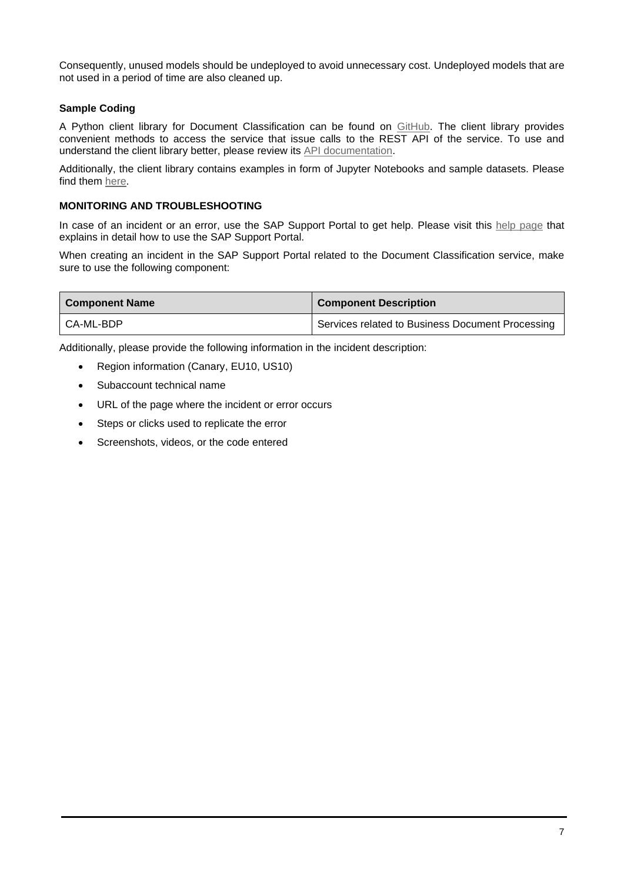Consequently, unused models should be undeployed to avoid unnecessary cost. Undeployed models that are not used in a period of time are also cleaned up.

### Sample Coding

A Python client library for Document Classification can be found on GitHub. The client library provides convenient methods to access the service that issue calls to the REST API of the service. To use and understand the client library better, please review its API documentation.

Additionally, the client library contains examples in form of Jupyter Notebooks and sample datasets. Please find them here.

## MONITORING AND TROUBLESHOOTING

In case of an incident or an error, use the SAP Support Portal to get help. Please visit this help page that explains in detail how to use the SAP Support Portal.

When creating an incident in the SAP Support Portal related to the Document Classification service, make sure to use the following component:

| Component Name | Component Description |
| --- | --- |
| CA-ML-BDP | Services related to Business Document Processing |

Additionally, please provide the following information in the incident description:

- Region information (Canary, EU10, US10)
- Subaccount technical name
- URL of the page where the incident or error occurs
- Steps or clicks used to replicate the error
- Screenshots, videos, or the code entered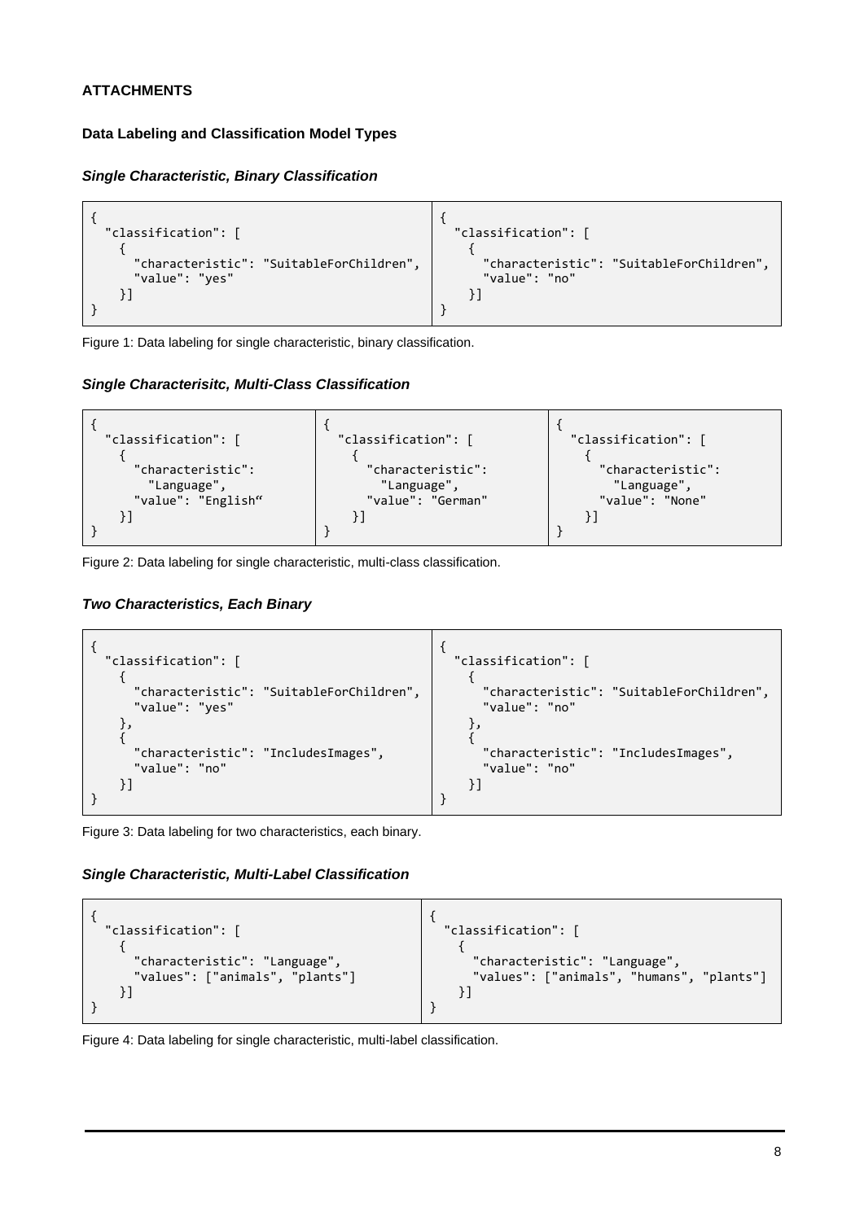## ATTACHMENTS

### Data Labeling and Classification Model Types

#### *Single Characteristic, Binary Classification*

```
{
  "classification": [
    {
      "characteristic": "SuitableForChildren",
      "value": "yes"
    }]
}
```

```
{
  "classification": [
    {
      "characteristic": "SuitableForChildren",
      "value": "no"
    }]
}
```

Figure 1: Data labeling for single characteristic, binary classification.

#### *Single Characterisitc, Multi-Class Classification*

```
{
  "classification": [
    {
      "characteristic":
        "Language",
      "value": "English“
    }]
}
```

```
{
  "classification": [
    {
      "characteristic":
        "Language",
      "value": "German"
    }]
}
```

```
{
  "classification": [
    {
      "characteristic":
        "Language",
      "value": "None"
    }]
}
```

Figure 2: Data labeling for single characteristic, multi-class classification.

#### *Two Characteristics, Each Binary*

```
{
  "classification": [
    {
      "characteristic": "SuitableForChildren",
      "value": "yes"
    },
    {
      "characteristic": "IncludesImages",
      "value": "no"
    }]
}
```

```
{
  "classification": [
    {
      "characteristic": "SuitableForChildren",
      "value": "no"
    },
    {
      "characteristic": "IncludesImages",
      "value": "no"
    }]
}
```

Figure 3: Data labeling for two characteristics, each binary.

#### *Single Characteristic, Multi-Label Classification*

```
{
  "classification": [
    {
      "characteristic": "Language",
      "values": ["animals", "plants"]
    }]
}
```

```
{
  "classification": [
    {
      "characteristic": "Language",
      "values": ["animals", "humans", "plants"]
    }]
}
```

Figure 4: Data labeling for single characteristic, multi-label classification.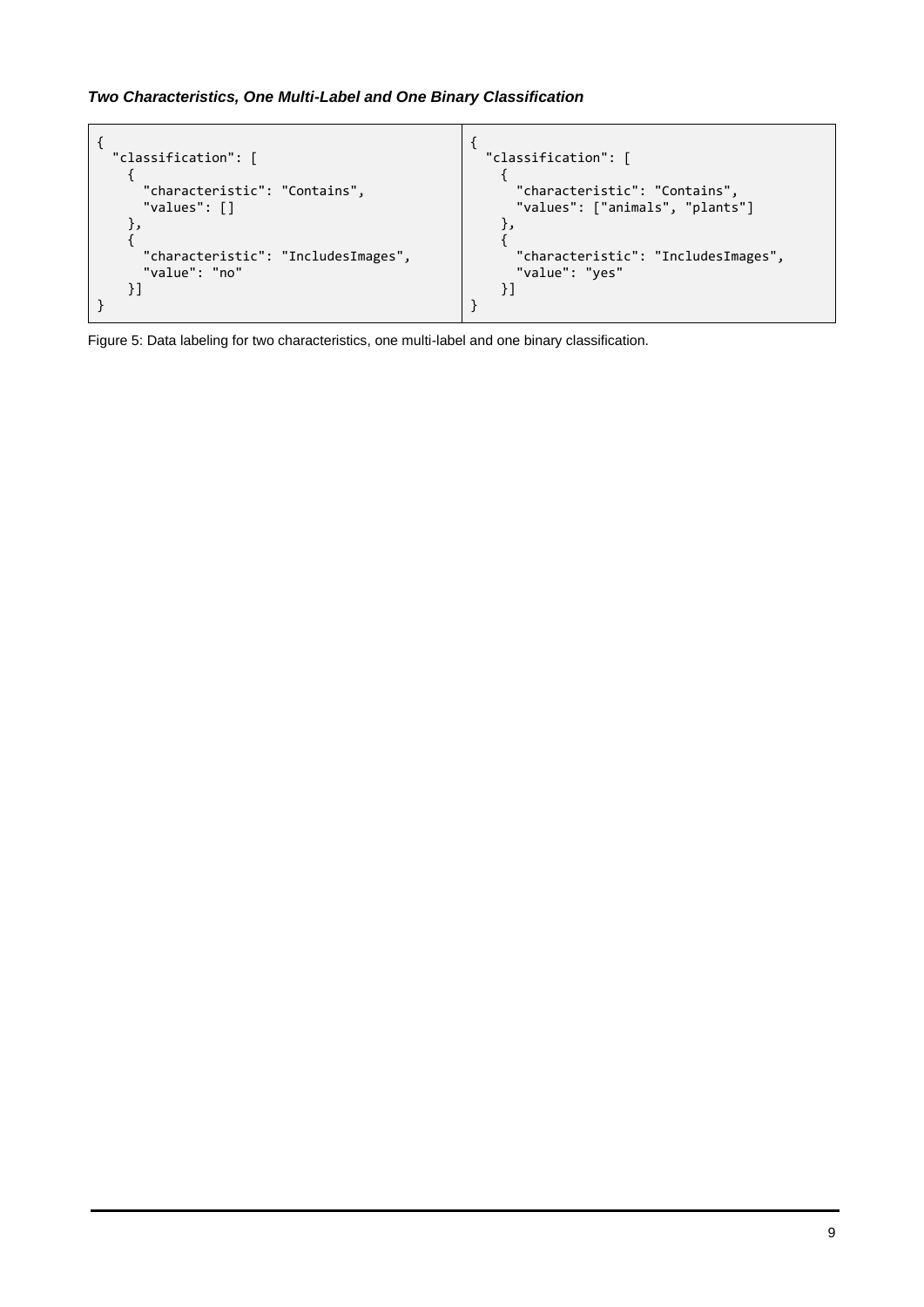***Two Characteristics, One Multi-Label and One Binary Classification***

```
{
  "classification": [
    {
      "characteristic": "Contains",
      "values": []
    },
    {
      "characteristic": "IncludesImages",
      "value": "no"
    }]
}
```

```
{
  "classification": [
    {
      "characteristic": "Contains",
      "values": ["animals", "plants"]
    },
    {
      "characteristic": "IncludesImages",
      "value": "yes"
    }]
}
```

Figure 5: Data labeling for two characteristics, one multi-label and one binary classification.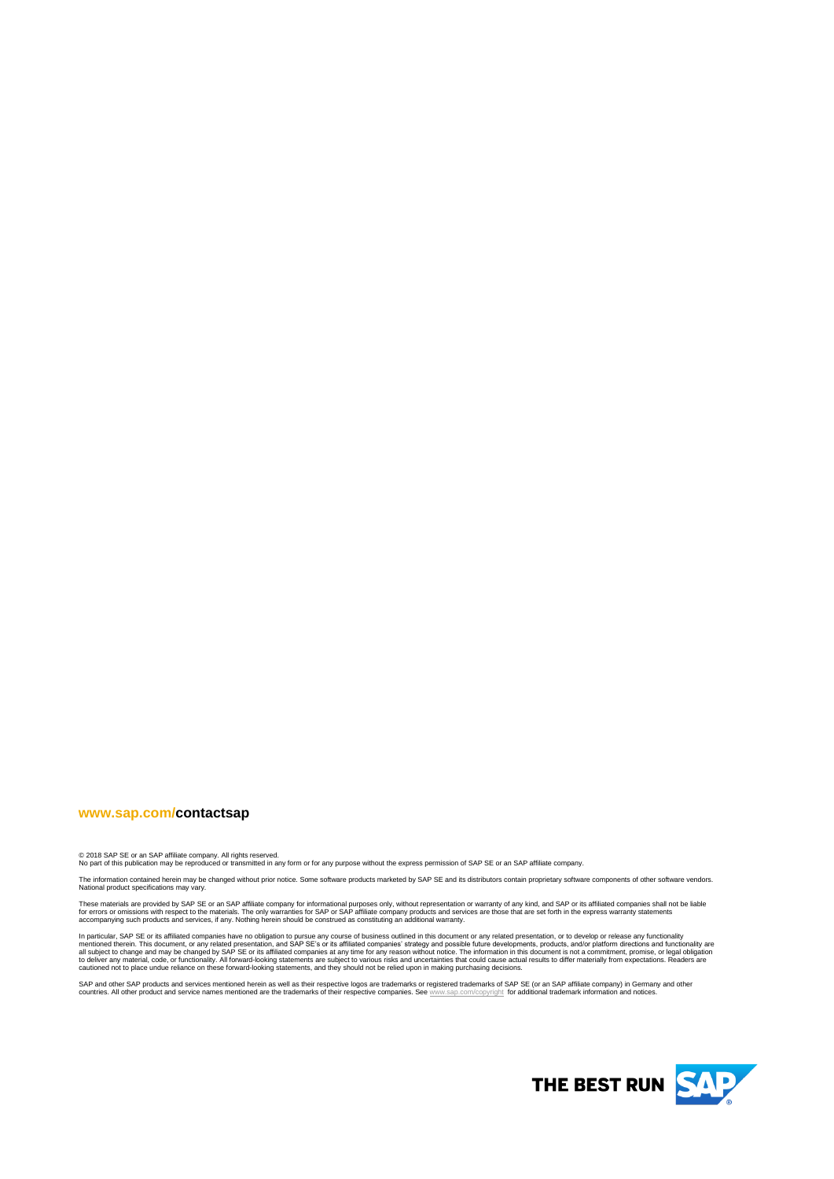**www.sap.com/contactsap**

© 2018 SAP SE or an SAP affiliate company. All rights reserved.
No part of this publication may be reproduced or transmitted in any form or for any purpose without the express permission of SAP SE or an SAP affiliate company.

The information contained herein may be changed without prior notice. Some software products marketed by SAP SE and its distributors contain proprietary software components of other software vendors. National product specifications may vary.

These materials are provided by SAP SE or an SAP affiliate company for informational purposes only, without representation or warranty of any kind, and SAP or its affiliated companies shall not be liable for errors or omissions with respect to the materials. The only warranties for SAP or SAP affiliate company products and services are those that are set forth in the express warranty statements accompanying such products and services, if any. Nothing herein should be construed as constituting an additional warranty.

In particular, SAP SE or its affiliated companies have no obligation to pursue any course of business outlined in this document or any related presentation, or to develop or release any functionality mentioned therein. This document, or any related presentation, and SAP SE's or its affiliated companies' strategy and possible future developments, products, and/or platform directions and functionality are all subject to change and may be changed by SAP SE or its affiliated companies at any time for any reason without notice. The information in this document is not a commitment, promise, or legal obligation to deliver any material, code, or functionality. All forward-looking statements are subject to various risks and uncertainties that could cause actual results to differ materially from expectations. Readers are cautioned not to place undue reliance on these forward-looking statements, and they should not be relied upon in making purchasing decisions.

SAP and other SAP products and services mentioned herein as well as their respective logos are trademarks or registered trademarks of SAP SE (or an SAP affiliate company) in Germany and other countries. All other product and service names mentioned are the trademarks of their respective companies. See www.sap.com/copyright for additional trademark information and notices.

THE BEST RUN SAP